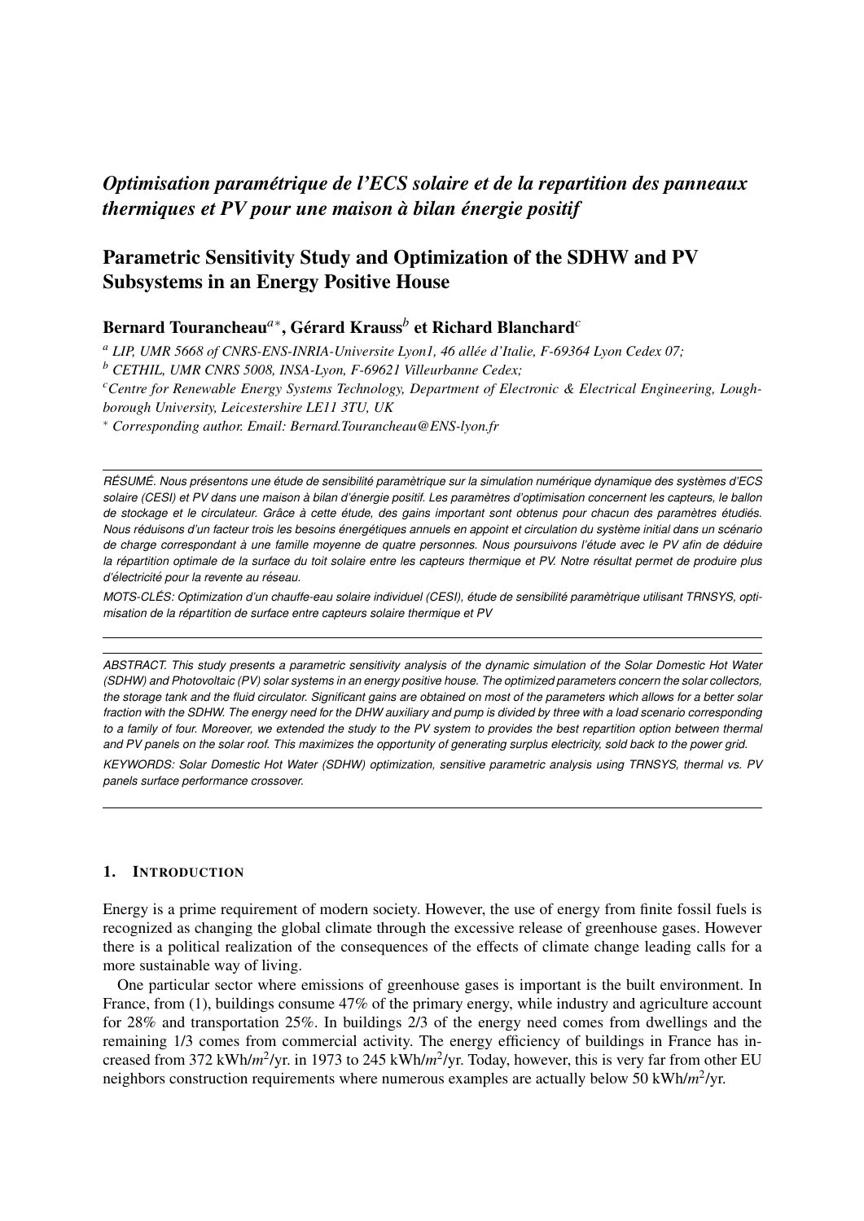# *Optimisation paramétrique de l'ECS solaire et de la repartition des panneaux thermiques et PV pour une maison à bilan énergie positif*

# Parametric Sensitivity Study and Optimization of the SDHW and PV Subsystems in an Energy Positive House

**Bernard Tourancheau[a*], Gérard Krauss[b] et Richard Blanchard[c]**

[a] *LIP, UMR 5668 of CNRS-ENS-INRIA-Universite Lyon1, 46 allée d'Italie, F-69364 Lyon Cedex 07;*

[b] *CETHIL, UMR CNRS 5008, INSA-Lyon, F-69621 Villeurbanne Cedex;*

[c] *Centre for Renewable Energy Systems Technology, Department of Electronic & Electrical Engineering, Loughborough University, Leicestershire LE11 3TU, UK*

[*] *Corresponding author. Email: Bernard.Tourancheau@ENS-lyon.fr*

---

*RÉSUMÉ. Nous présentons une étude de sensibilité paramètrique sur la simulation numérique dynamique des systèmes d'ECS solaire (CESI) et PV dans une maison à bilan d'énergie positif. Les paramètres d'optimisation concernent les capteurs, le ballon de stockage et le circulateur. Grâce à cette étude, des gains important sont obtenus pour chacun des paramètres étudiés. Nous réduisons d'un facteur trois les besoins énergétiques annuels en appoint et circulation du système initial dans un scénario de charge correspondant à une famille moyenne de quatre personnes. Nous poursuivons l'étude avec le PV afin de déduire la répartition optimale de la surface du toit solaire entre les capteurs thermique et PV. Notre résultat permet de produire plus d'électricité pour la revente au réseau.*

*MOTS-CLÉS: Optimization d'un chauffe-eau solaire individuel (CESI), étude de sensibilité paramètrique utilisant TRNSYS, optimisation de la répartition de surface entre capteurs solaire thermique et PV*

---

*ABSTRACT. This study presents a parametric sensitivity analysis of the dynamic simulation of the Solar Domestic Hot Water (SDHW) and Photovoltaic (PV) solar systems in an energy positive house. The optimized parameters concern the solar collectors, the storage tank and the fluid circulator. Significant gains are obtained on most of the parameters which allows for a better solar fraction with the SDHW. The energy need for the DHW auxiliary and pump is divided by three with a load scenario corresponding to a family of four. Moreover, we extended the study to the PV system to provides the best repartition option between thermal and PV panels on the solar roof. This maximizes the opportunity of generating surplus electricity, sold back to the power grid.*

*KEYWORDS: Solar Domestic Hot Water (SDHW) optimization, sensitive parametric analysis using TRNSYS, thermal vs. PV panels surface performance crossover.*

---

## 1. INTRODUCTION

Energy is a prime requirement of modern society. However, the use of energy from finite fossil fuels is recognized as changing the global climate through the excessive release of greenhouse gases. However there is a political realization of the consequences of the effects of climate change leading calls for a more sustainable way of living.

One particular sector where emissions of greenhouse gases is important is the built environment. In France, from (1), buildings consume 47% of the primary energy, while industry and agriculture account for 28% and transportation 25%. In buildings 2/3 of the energy need comes from dwellings and the remaining 1/3 comes from commercial activity. The energy efficiency of buildings in France has increased from 372 kWh/$m^2$/yr. in 1973 to 245 kWh/$m^2$/yr. Today, however, this is very far from other EU neighbors construction requirements where numerous examples are actually below 50 kWh/$m^2$/yr.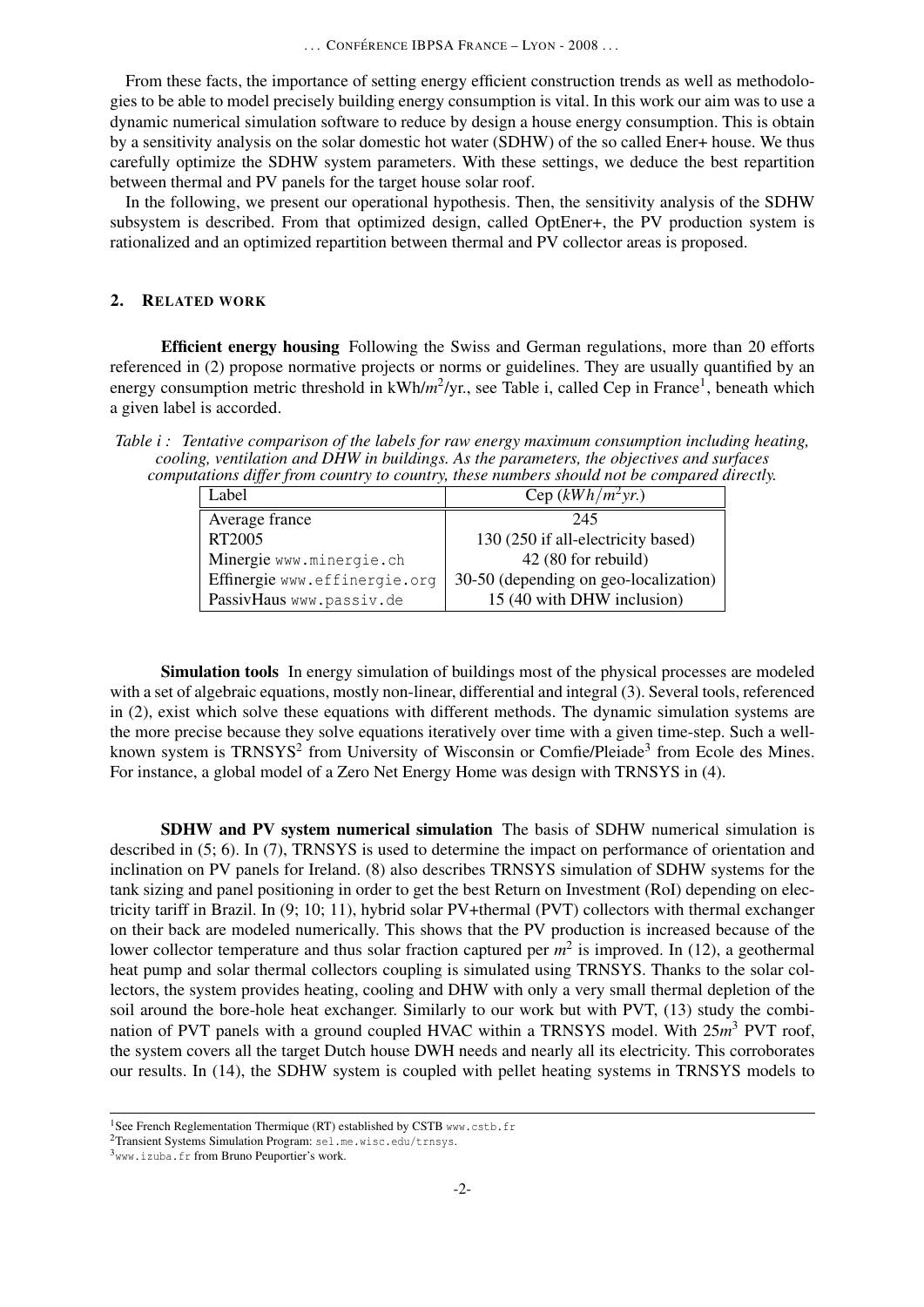From these facts, the importance of setting energy efficient construction trends as well as methodologies to be able to model precisely building energy consumption is vital. In this work our aim was to use a dynamic numerical simulation software to reduce by design a house energy consumption. This is obtain by a sensitivity analysis on the solar domestic hot water (SDHW) of the so called Ener+ house. We thus carefully optimize the SDHW system parameters. With these settings, we deduce the best repartition between thermal and PV panels for the target house solar roof.

In the following, we present our operational hypothesis. Then, the sensitivity analysis of the SDHW subsystem is described. From that optimized design, called OptEner+, the PV production system is rationalized and an optimized repartition between thermal and PV collector areas is proposed.

## 2. Related work

**Efficient energy housing** Following the Swiss and German regulations, more than 20 efforts referenced in (2) propose normative projects or norms or guidelines. They are usually quantified by an energy consumption metric threshold in kWh/$m^2$/yr., see Table i, called Cep in France[1], beneath which a given label is accorded.

*Table i : Tentative comparison of the labels for raw energy maximum consumption including heating, cooling, ventilation and DHW in buildings. As the parameters, the objectives and surfaces computations differ from country to country, these numbers should not be compared directly.*

| Label | Cep ($kWh/m^2yr.$) |
|---|---|
| Average france | 245 |
| RT2005 | 130 (250 if all-electricity based) |
| Minergie www.minergie.ch | 42 (80 for rebuild) |
| Effinergie www.effinergie.org | 30-50 (depending on geo-localization) |
| PassivHaus www.passiv.de | 15 (40 with DHW inclusion) |

**Simulation tools** In energy simulation of buildings most of the physical processes are modeled with a set of algebraic equations, mostly non-linear, differential and integral (3). Several tools, referenced in (2), exist which solve these equations with different methods. The dynamic simulation systems are the more precise because they solve equations iteratively over time with a given time-step. Such a well-known system is TRNSYS[2] from University of Wisconsin or Comfie/Pleiade[3] from Ecole des Mines. For instance, a global model of a Zero Net Energy Home was design with TRNSYS in (4).

**SDHW and PV system numerical simulation** The basis of SDHW numerical simulation is described in (5; 6). In (7), TRNSYS is used to determine the impact on performance of orientation and inclination on PV panels for Ireland. (8) also describes TRNSYS simulation of SDHW systems for the tank sizing and panel positioning in order to get the best Return on Investment (RoI) depending on electricity tariff in Brazil. In (9; 10; 11), hybrid solar PV+thermal (PVT) collectors with thermal exchanger on their back are modeled numerically. This shows that the PV production is increased because of the lower collector temperature and thus solar fraction captured per $m^2$ is improved. In (12), a geothermal heat pump and solar thermal collectors coupling is simulated using TRNSYS. Thanks to the solar collectors, the system provides heating, cooling and DHW with only a very small thermal depletion of the soil around the bore-hole heat exchanger. Similarly to our work but with PVT, (13) study the combination of PVT panels with a ground coupled HVAC within a TRNSYS model. With $25m^3$ PVT roof, the system covers all the target Dutch house DWH needs and nearly all its electricity. This corroborates our results. In (14), the SDHW system is coupled with pellet heating systems in TRNSYS models to

---

[1] See French Reglementation Thermique (RT) established by CSTB www.cstb.fr

[2] Transient Systems Simulation Program: sel.me.wisc.edu/trnsys.

[3] www.izuba.fr from Bruno Peuportier's work.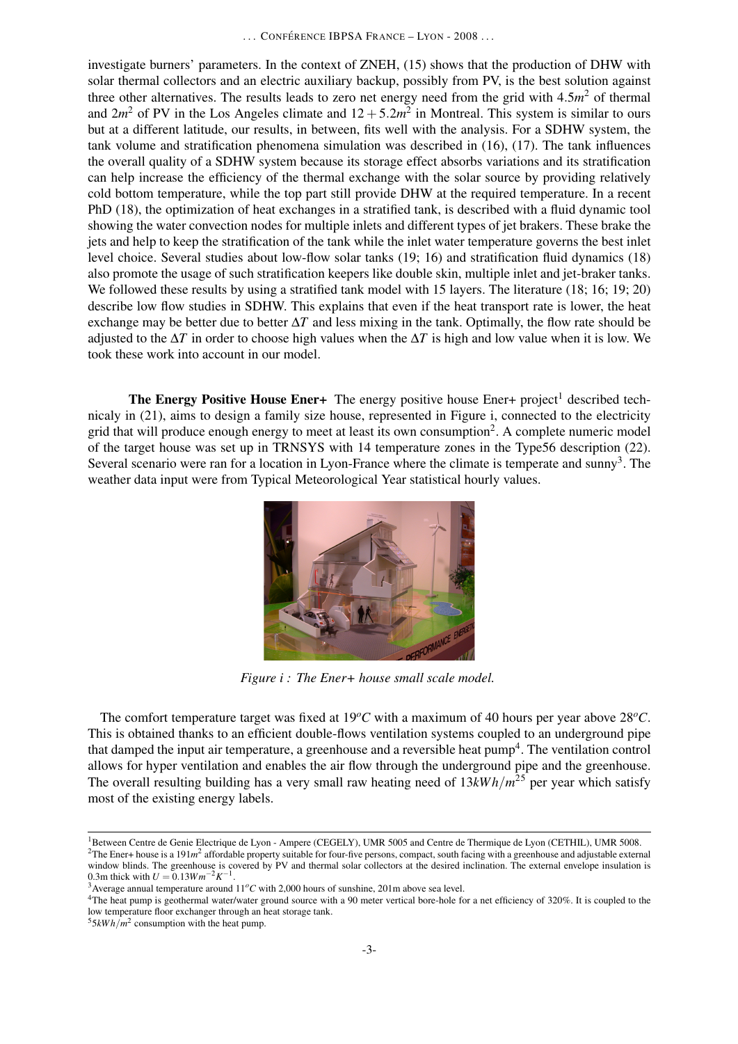investigate burners' parameters. In the context of ZNEH, (15) shows that the production of DHW with solar thermal collectors and an electric auxiliary backup, possibly from PV, is the best solution against three other alternatives. The results leads to zero net energy need from the grid with $4.5m^2$ of thermal and $2m^2$ of PV in the Los Angeles climate and $12 + 5.2m^2$ in Montreal. This system is similar to ours but at a different latitude, our results, in between, fits well with the analysis. For a SDHW system, the tank volume and stratification phenomena simulation was described in (16), (17). The tank influences the overall quality of a SDHW system because its storage effect absorbs variations and its stratification can help increase the efficiency of the thermal exchange with the solar source by providing relatively cold bottom temperature, while the top part still provide DHW at the required temperature. In a recent PhD (18), the optimization of heat exchanges in a stratified tank, is described with a fluid dynamic tool showing the water convection nodes for multiple inlets and different types of jet brakers. These brake the jets and help to keep the stratification of the tank while the inlet water temperature governs the best inlet level choice. Several studies about low-flow solar tanks (19; 16) and stratification fluid dynamics (18) also promote the usage of such stratification keepers like double skin, multiple inlet and jet-braker tanks. We followed these results by using a stratified tank model with 15 layers. The literature (18; 16; 19; 20) describe low flow studies in SDHW. This explains that even if the heat transport rate is lower, the heat exchange may be better due to better $\Delta T$ and less mixing in the tank. Optimally, the flow rate should be adjusted to the $\Delta T$ in order to choose high values when the $\Delta T$ is high and low value when it is low. We took these work into account in our model.

**The Energy Positive House Ener+** The energy positive house Ener+ project[1] described technicaly in (21), aims to design a family size house, represented in Figure i, connected to the electricity grid that will produce enough energy to meet at least its own consumption[2]. A complete numeric model of the target house was set up in TRNSYS with 14 temperature zones in the Type56 description (22). Several scenario were ran for a location in Lyon-France where the climate is temperate and sunny[3]. The weather data input were from Typical Meteorological Year statistical hourly values.

*Figure i : The Ener+ house small scale model.*

The comfort temperature target was fixed at $19^oC$ with a maximum of 40 hours per year above $28^oC$. This is obtained thanks to an efficient double-flows ventilation systems coupled to an underground pipe that damped the input air temperature, a greenhouse and a reversible heat pump[4]. The ventilation control allows for hyper ventilation and enables the air flow through the underground pipe and the greenhouse. The overall resulting building has a very small raw heating need of $13kWh/m^2$[5] per year which satisfy most of the existing energy labels.

---

[1] Between Centre de Genie Electrique de Lyon - Ampere (CEGELY), UMR 5005 and Centre de Thermique de Lyon (CETHIL), UMR 5008.

[2] The Ener+ house is a $191m^2$ affordable property suitable for four-five persons, compact, south facing with a greenhouse and adjustable external window blinds. The greenhouse is covered by PV and thermal solar collectors at the desired inclination. The external envelope insulation is 0.3m thick with $U = 0.13Wm^{-2}K^{-1}$.

[3] Average annual temperature around $11^oC$ with 2,000 hours of sunshine, 201m above sea level.

[4] The heat pump is geothermal water/water ground source with a 90 meter vertical bore-hole for a net efficiency of 320%. It is coupled to the low temperature floor exchanger through an heat storage tank.

[5] $5kWh/m^2$ consumption with the heat pump.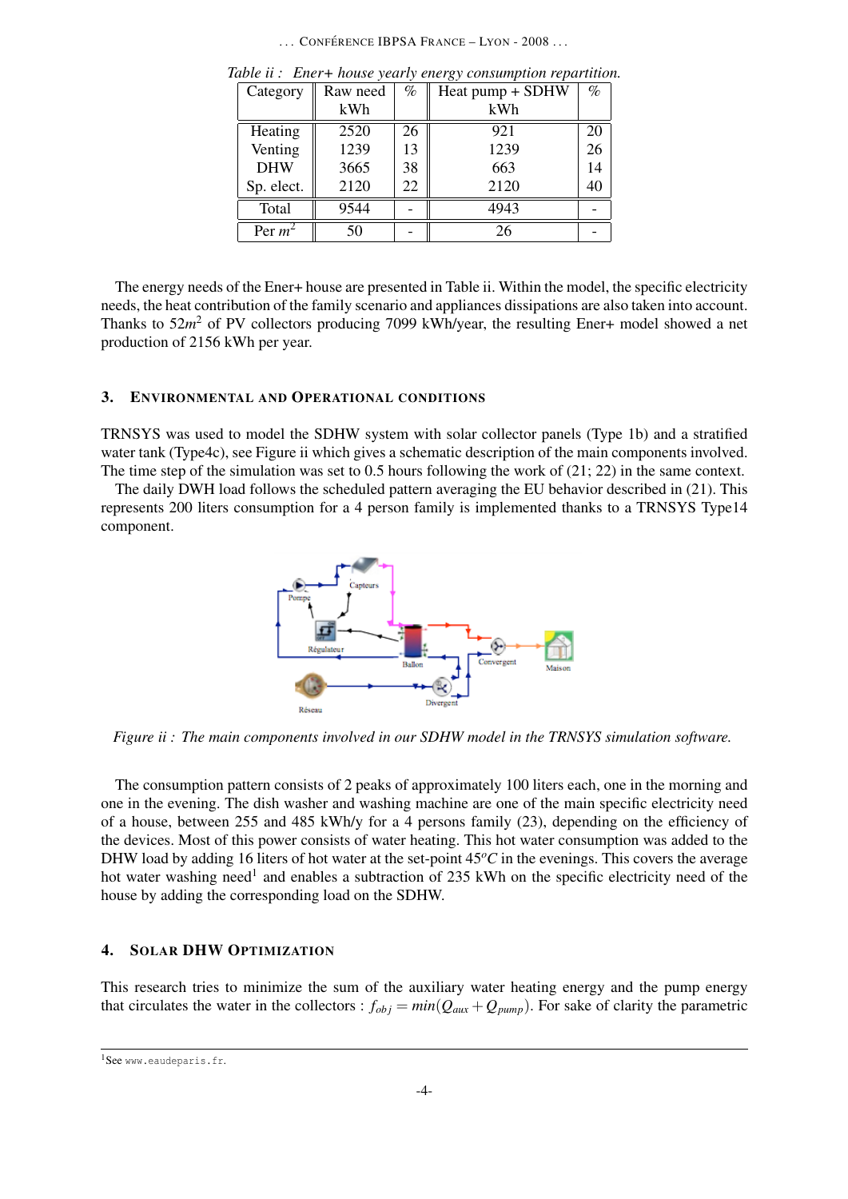*Table ii : Ener+ house yearly energy consumption repartition.*

| Category | Raw need kWh | % | Heat pump + SDHW kWh | % |
|---|---|---|---|---|
| Heating | 2520 | 26 | 921 | 20 |
| Venting | 1239 | 13 | 1239 | 26 |
| DHW | 3665 | 38 | 663 | 14 |
| Sp. elect. | 2120 | 22 | 2120 | 40 |
| Total | 9544 | - | 4943 | - |
| Per $m^2$ | 50 | - | 26 | - |

The energy needs of the Ener+ house are presented in Table ii. Within the model, the specific electricity needs, the heat contribution of the family scenario and appliances dissipations are also taken into account. Thanks to $52m^2$ of PV collectors producing 7099 kWh/year, the resulting Ener+ model showed a net production of 2156 kWh per year.

## 3. Environmental and Operational Conditions

TRNSYS was used to model the SDHW system with solar collector panels (Type 1b) and a stratified water tank (Type4c), see Figure ii which gives a schematic description of the main components involved. The time step of the simulation was set to 0.5 hours following the work of (21; 22) in the same context.
The daily DWH load follows the scheduled pattern averaging the EU behavior described in (21). This represents 200 liters consumption for a 4 person family is implemented thanks to a TRNSYS Type14 component.

*Figure ii : The main components involved in our SDHW model in the TRNSYS simulation software.*

The consumption pattern consists of 2 peaks of approximately 100 liters each, one in the morning and one in the evening. The dish washer and washing machine are one of the main specific electricity need of a house, between 255 and 485 kWh/y for a 4 persons family (23), depending on the efficiency of the devices. Most of this power consists of water heating. This hot water consumption was added to the DHW load by adding 16 liters of hot water at the set-point $45^oC$ in the evenings. This covers the average hot water washing need[1] and enables a subtraction of 235 kWh on the specific electricity need of the house by adding the corresponding load on the SDHW.

## 4. Solar DHW Optimization

This research tries to minimize the sum of the auxiliary water heating energy and the pump energy that circulates the water in the collectors : $f_{obj} = min(Q_{aux} + Q_{pump})$. For sake of clarity the parametric

[1] See www.eaudeparis.fr.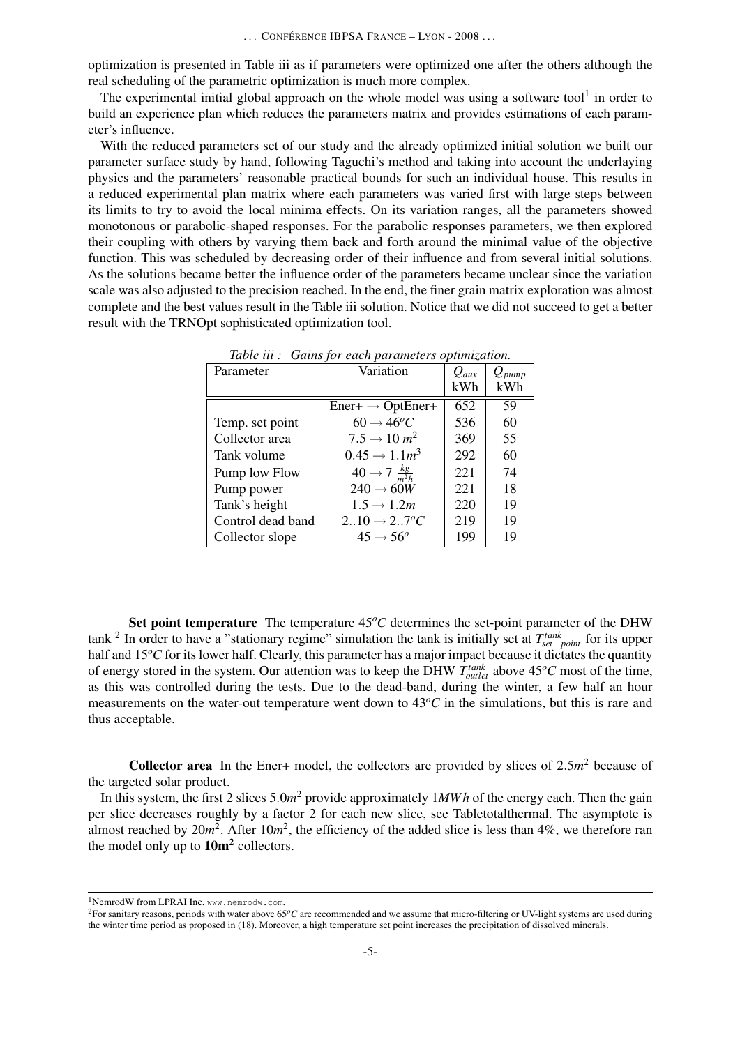optimization is presented in Table iii as if parameters were optimized one after the others although the real scheduling of the parametric optimization is much more complex.

The experimental initial global approach on the whole model was using a software tool[1] in order to build an experience plan which reduces the parameters matrix and provides estimations of each parameter's influence.

With the reduced parameters set of our study and the already optimized initial solution we built our parameter surface study by hand, following Taguchi's method and taking into account the underlaying physics and the parameters' reasonable practical bounds for such an individual house. This results in a reduced experimental plan matrix where each parameters was varied first with large steps between its limits to try to avoid the local minima effects. On its variation ranges, all the parameters showed monotonous or parabolic-shaped responses. For the parabolic responses parameters, we then explored their coupling with others by varying them back and forth around the minimal value of the objective function. This was scheduled by decreasing order of their influence and from several initial solutions. As the solutions became better the influence order of the parameters became unclear since the variation scale was also adjusted to the precision reached. In the end, the finer grain matrix exploration was almost complete and the best values result in the Table iii solution. Notice that we did not succeed to get a better result with the TRNOpt sophisticated optimization tool.

*Table iii : Gains for each parameters optimization.*

| Parameter | Variation | $Q_{aux}$ kWh | $Q_{pump}$ kWh |
|---|---|---|---|
| | Ener+ → OptEner+ | 652 | 59 |
| Temp. set point | $60 \rightarrow 46^oC$ | 536 | 60 |
| Collector area | $7.5 \rightarrow 10\ m^2$ | 369 | 55 |
| Tank volume | $0.45 \rightarrow 1.1 m^3$ | 292 | 60 |
| Pump low Flow | $40 \rightarrow 7\ \frac{kg}{m^2h}$ | 221 | 74 |
| Pump power | $240 \rightarrow 60W$ | 221 | 18 |
| Tank's height | $1.5 \rightarrow 1.2m$ | 220 | 19 |
| Control dead band | $2..10 \rightarrow 2..7^oC$ | 219 | 19 |
| Collector slope | $45 \rightarrow 56^o$ | 199 | 19 |

**Set point temperature** The temperature $45^oC$ determines the set-point parameter of the DHW tank [2] In order to have a "stationary regime" simulation the tank is initially set at $T^{tank}_{set-point}$ for its upper half and $15^oC$ for its lower half. Clearly, this parameter has a major impact because it dictates the quantity of energy stored in the system. Our attention was to keep the DHW $T^{tank}_{outlet}$ above $45^oC$ most of the time, as this was controlled during the tests. Due to the dead-band, during the winter, a few half an hour measurements on the water-out temperature went down to $43^oC$ in the simulations, but this is rare and thus acceptable.

**Collector area** In the Ener+ model, the collectors are provided by slices of $2.5m^2$ because of the targeted solar product.

In this system, the first 2 slices $5.0m^2$ provide approximately $1MWh$ of the energy each. Then the gain per slice decreases roughly by a factor 2 for each new slice, see Tabletotalthermal. The asymptote is almost reached by $20m^2$. After $10m^2$, the efficiency of the added slice is less than 4%, we therefore ran the model only up to $\mathbf{10m^2}$ collectors.

---

[1] NemrodW from LPRAI Inc. www.nemrodw.com.

[2] For sanitary reasons, periods with water above $65^oC$ are recommended and we assume that micro-filtering or UV-light systems are used during the winter time period as proposed in (18). Moreover, a high temperature set point increases the precipitation of dissolved minerals.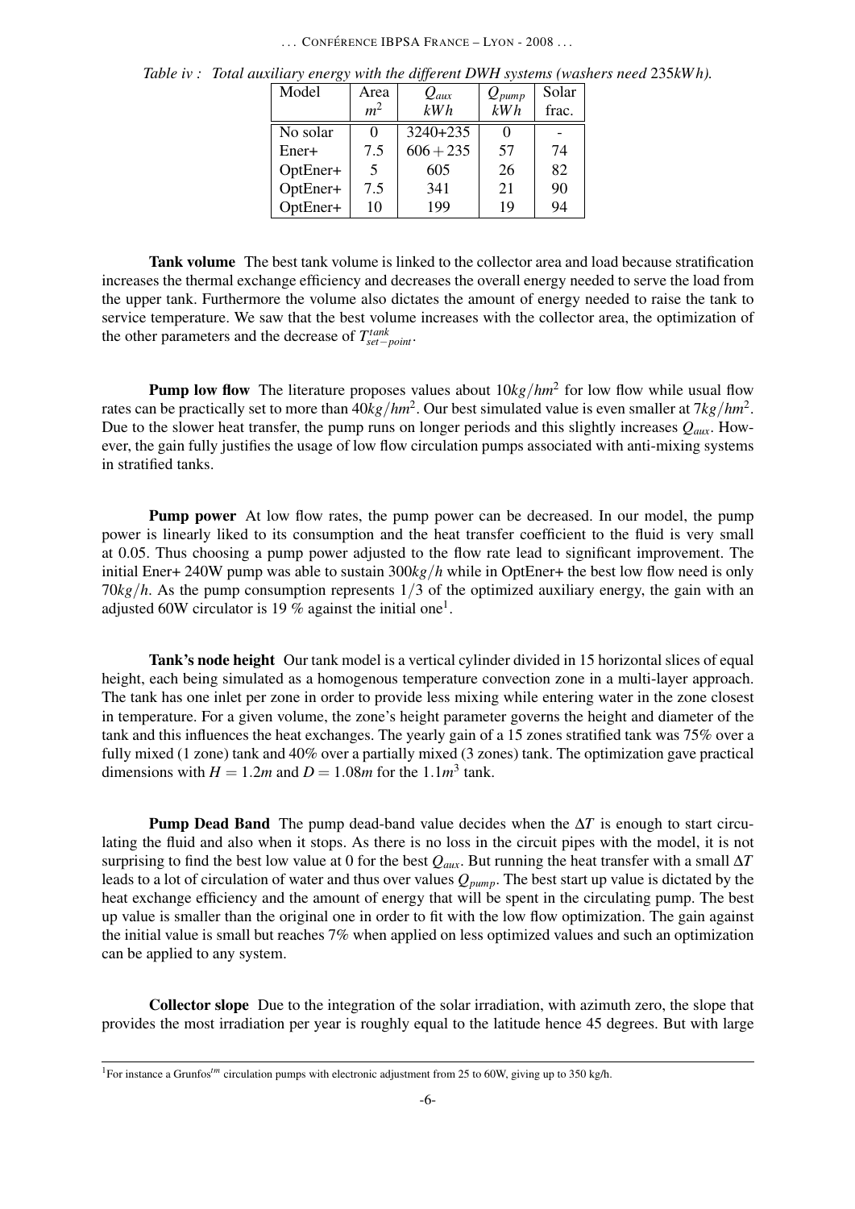*Table iv : Total auxiliary energy with the different DWH systems (washers need 235kWh).*

| Model | Area $m^2$ | $Q_{aux}$ $kWh$ | $Q_{pump}$ $kWh$ | Solar frac. |
|---|---|---|---|---|
| No solar | 0 | 3240+235 | 0 | - |
| Ener+ | 7.5 | $606+235$ | 57 | 74 |
| OptEner+ | 5 | 605 | 26 | 82 |
| OptEner+ | 7.5 | 341 | 21 | 90 |
| OptEner+ | 10 | 199 | 19 | 94 |

**Tank volume** The best tank volume is linked to the collector area and load because stratification increases the thermal exchange efficiency and decreases the overall energy needed to serve the load from the upper tank. Furthermore the volume also dictates the amount of energy needed to raise the tank to service temperature. We saw that the best volume increases with the collector area, the optimization of the other parameters and the decrease of $T^{tank}_{set-point}$.

**Pump low flow** The literature proposes values about $10kg/hm^2$ for low flow while usual flow rates can be practically set to more than $40kg/hm^2$. Our best simulated value is even smaller at $7kg/hm^2$. Due to the slower heat transfer, the pump runs on longer periods and this slightly increases $Q_{aux}$. However, the gain fully justifies the usage of low flow circulation pumps associated with anti-mixing systems in stratified tanks.

**Pump power** At low flow rates, the pump power can be decreased. In our model, the pump power is linearly liked to its consumption and the heat transfer coefficient to the fluid is very small at 0.05. Thus choosing a pump power adjusted to the flow rate lead to significant improvement. The initial Ener+ 240W pump was able to sustain $300kg/h$ while in OptEner+ the best low flow need is only $70kg/h$. As the pump consumption represents $1/3$ of the optimized auxiliary energy, the gain with an adjusted 60W circulator is 19 % against the initial one[1].

**Tank's node height** Our tank model is a vertical cylinder divided in 15 horizontal slices of equal height, each being simulated as a homogenous temperature convection zone in a multi-layer approach. The tank has one inlet per zone in order to provide less mixing while entering water in the zone closest in temperature. For a given volume, the zone's height parameter governs the height and diameter of the tank and this influences the heat exchanges. The yearly gain of a 15 zones stratified tank was 75% over a fully mixed (1 zone) tank and 40% over a partially mixed (3 zones) tank. The optimization gave practical dimensions with $H = 1.2m$ and $D = 1.08m$ for the $1.1m^3$ tank.

**Pump Dead Band** The pump dead-band value decides when the $\Delta T$ is enough to start circulating the fluid and also when it stops. As there is no loss in the circuit pipes with the model, it is not surprising to find the best low value at 0 for the best $Q_{aux}$. But running the heat transfer with a small $\Delta T$ leads to a lot of circulation of water and thus over values $Q_{pump}$. The best start up value is dictated by the heat exchange efficiency and the amount of energy that will be spent in the circulating pump. The best up value is smaller than the original one in order to fit with the low flow optimization. The gain against the initial value is small but reaches 7% when applied on less optimized values and such an optimization can be applied to any system.

**Collector slope** Due to the integration of the solar irradiation, with azimuth zero, the slope that provides the most irradiation per year is roughly equal to the latitude hence 45 degrees. But with large

[1] For instance a Grunfos$^{tm}$ circulation pumps with electronic adjustment from 25 to 60W, giving up to 350 kg/h.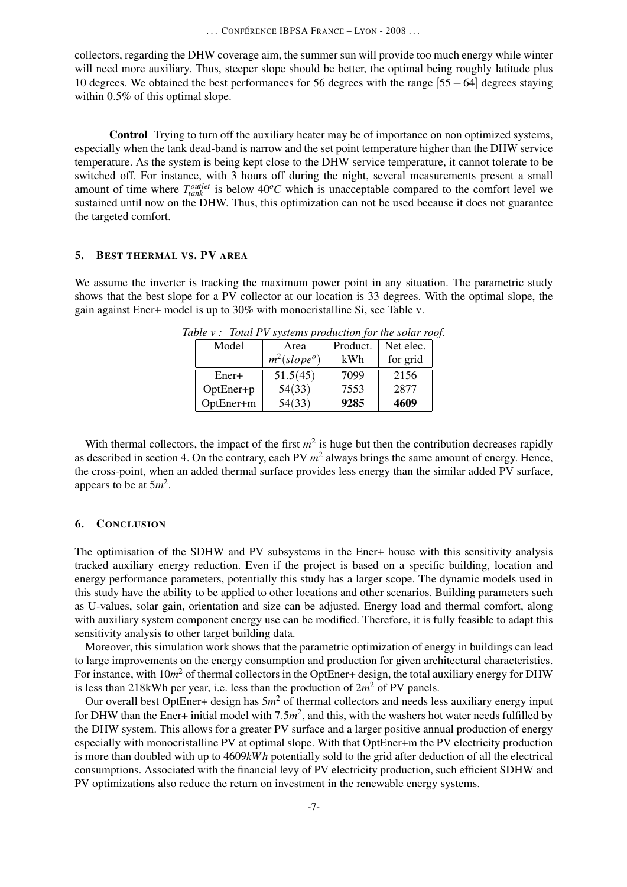collectors, regarding the DHW coverage aim, the summer sun will provide too much energy while winter will need more auxiliary. Thus, steeper slope should be better, the optimal being roughly latitude plus 10 degrees. We obtained the best performances for 56 degrees with the range $[55-64]$ degrees staying within 0.5% of this optimal slope.

**Control** Trying to turn off the auxiliary heater may be of importance on non optimized systems, especially when the tank dead-band is narrow and the set point temperature higher than the DHW service temperature. As the system is being kept close to the DHW service temperature, it cannot tolerate to be switched off. For instance, with 3 hours off during the night, several measurements present a small amount of time where $T_{tank}^{outlet}$ is below $40^oC$ which is unacceptable compared to the comfort level we sustained until now on the DHW. Thus, this optimization can not be used because it does not guarantee the targeted comfort.

## 5. Best thermal vs. PV area

We assume the inverter is tracking the maximum power point in any situation. The parametric study shows that the best slope for a PV collector at our location is 33 degrees. With the optimal slope, the gain against Ener+ model is up to 30% with monocristalline Si, see Table v.

*Table v : Total PV systems production for the solar roof.*

| Model | Area $m^2(slope^o)$ | Product. kWh | Net elec. for grid |
|---|---|---|---|
| Ener+ | 51.5(45) | 7099 | 2156 |
| OptEner+p | 54(33) | 7553 | 2877 |
| OptEner+m | 54(33) | **9285** | **4609** |

With thermal collectors, the impact of the first $m^2$ is huge but then the contribution decreases rapidly as described in section 4. On the contrary, each PV $m^2$ always brings the same amount of energy. Hence, the cross-point, when an added thermal surface provides less energy than the similar added PV surface, appears to be at $5m^2$.

## 6. Conclusion

The optimisation of the SDHW and PV subsystems in the Ener+ house with this sensitivity analysis tracked auxiliary energy reduction. Even if the project is based on a specific building, location and energy performance parameters, potentially this study has a larger scope. The dynamic models used in this study have the ability to be applied to other locations and other scenarios. Building parameters such as U-values, solar gain, orientation and size can be adjusted. Energy load and thermal comfort, along with auxiliary system component energy use can be modified. Therefore, it is fully feasible to adapt this sensitivity analysis to other target building data.

Moreover, this simulation work shows that the parametric optimization of energy in buildings can lead to large improvements on the energy consumption and production for given architectural characteristics. For instance, with $10m^2$ of thermal collectors in the OptEner+ design, the total auxiliary energy for DHW is less than 218kWh per year, i.e. less than the production of $2m^2$ of PV panels.

Our overall best OptEner+ design has $5m^2$ of thermal collectors and needs less auxiliary energy input for DHW than the Ener+ initial model with $7.5m^2$, and this, with the washers hot water needs fulfilled by the DHW system. This allows for a greater PV surface and a larger positive annual production of energy especially with monocristalline PV at optimal slope. With that OptEner+m the PV electricity production is more than doubled with up to $4609kWh$ potentially sold to the grid after deduction of all the electrical consumptions. Associated with the financial levy of PV electricity production, such efficient SDHW and PV optimizations also reduce the return on investment in the renewable energy systems.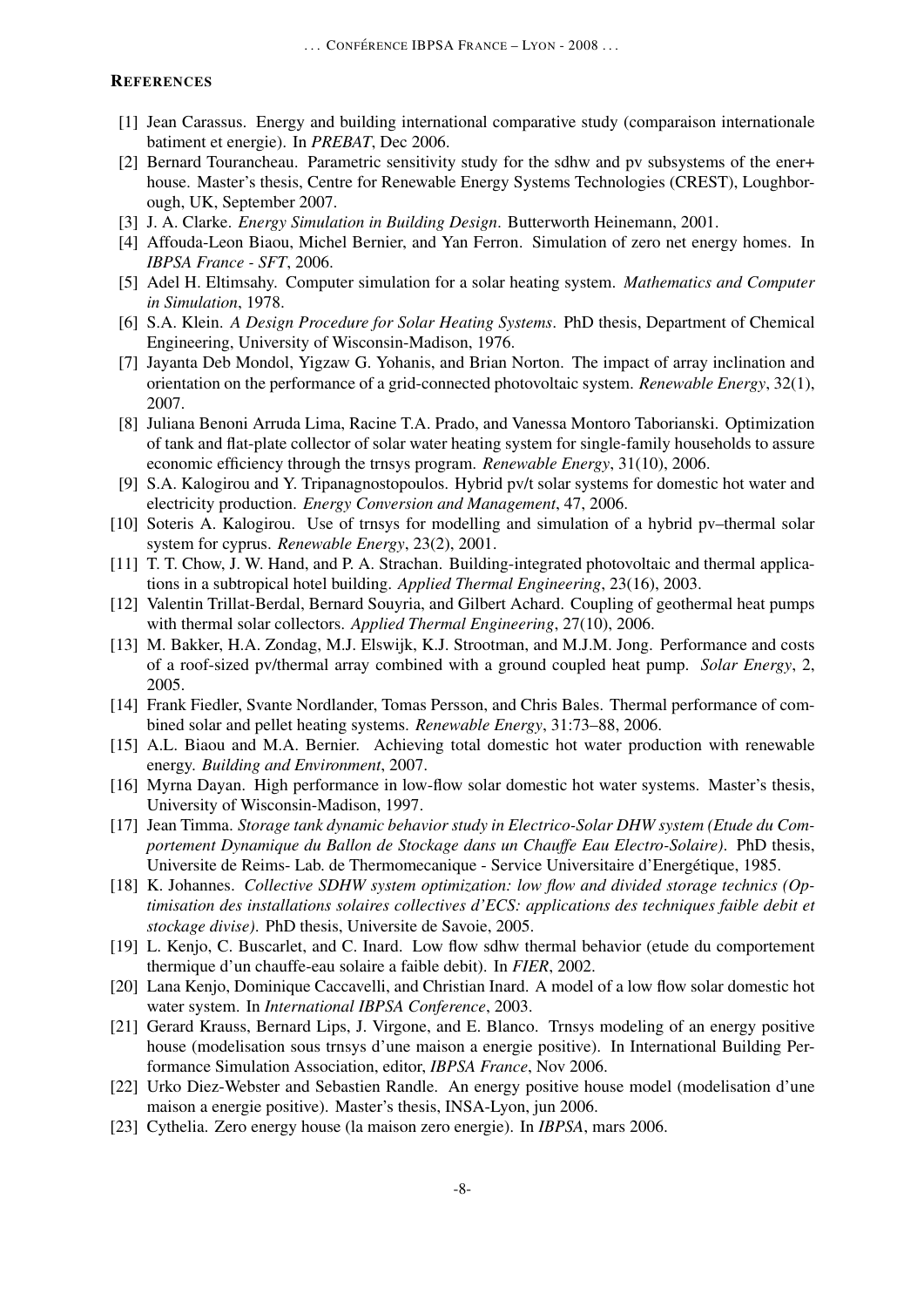## References

[1] Jean Carassus. Energy and building international comparative study (comparaison internationale batiment et energie). In *PREBAT*, Dec 2006.

[2] Bernard Tourancheau. Parametric sensitivity study for the sdhw and pv subsystems of the ener+ house. Master's thesis, Centre for Renewable Energy Systems Technologies (CREST), Loughborough, UK, September 2007.

[3] J. A. Clarke. *Energy Simulation in Building Design*. Butterworth Heinemann, 2001.

[4] Affouda-Leon Biaou, Michel Bernier, and Yan Ferron. Simulation of zero net energy homes. In *IBPSA France - SFT*, 2006.

[5] Adel H. Eltimsahy. Computer simulation for a solar heating system. *Mathematics and Computer in Simulation*, 1978.

[6] S.A. Klein. *A Design Procedure for Solar Heating Systems*. PhD thesis, Department of Chemical Engineering, University of Wisconsin-Madison, 1976.

[7] Jayanta Deb Mondol, Yigzaw G. Yohanis, and Brian Norton. The impact of array inclination and orientation on the performance of a grid-connected photovoltaic system. *Renewable Energy*, 32(1), 2007.

[8] Juliana Benoni Arruda Lima, Racine T.A. Prado, and Vanessa Montoro Taborianski. Optimization of tank and flat-plate collector of solar water heating system for single-family households to assure economic efficiency through the trnsys program. *Renewable Energy*, 31(10), 2006.

[9] S.A. Kalogirou and Y. Tripanagnostopoulos. Hybrid pv/t solar systems for domestic hot water and electricity production. *Energy Conversion and Management*, 47, 2006.

[10] Soteris A. Kalogirou. Use of trnsys for modelling and simulation of a hybrid pv–thermal solar system for cyprus. *Renewable Energy*, 23(2), 2001.

[11] T. T. Chow, J. W. Hand, and P. A. Strachan. Building-integrated photovoltaic and thermal applications in a subtropical hotel building. *Applied Thermal Engineering*, 23(16), 2003.

[12] Valentin Trillat-Berdal, Bernard Souyria, and Gilbert Achard. Coupling of geothermal heat pumps with thermal solar collectors. *Applied Thermal Engineering*, 27(10), 2006.

[13] M. Bakker, H.A. Zondag, M.J. Elswijk, K.J. Strootman, and M.J.M. Jong. Performance and costs of a roof-sized pv/thermal array combined with a ground coupled heat pump. *Solar Energy*, 2, 2005.

[14] Frank Fiedler, Svante Nordlander, Tomas Persson, and Chris Bales. Thermal performance of combined solar and pellet heating systems. *Renewable Energy*, 31:73–88, 2006.

[15] A.L. Biaou and M.A. Bernier. Achieving total domestic hot water production with renewable energy. *Building and Environment*, 2007.

[16] Myrna Dayan. High performance in low-flow solar domestic hot water systems. Master's thesis, University of Wisconsin-Madison, 1997.

[17] Jean Timma. *Storage tank dynamic behavior study in Electrico-Solar DHW system (Etude du Comportement Dynamique du Ballon de Stockage dans un Chauffe Eau Electro-Solaire)*. PhD thesis, Universite de Reims- Lab. de Thermomecanique - Service Universitaire d'Energétique, 1985.

[18] K. Johannes. *Collective SDHW system optimization: low flow and divided storage technics (Optimisation des installations solaires collectives d'ECS: applications des techniques faible debit et stockage divise)*. PhD thesis, Universite de Savoie, 2005.

[19] L. Kenjo, C. Buscarlet, and C. Inard. Low flow sdhw thermal behavior (etude du comportement thermique d'un chauffe-eau solaire a faible debit). In *FIER*, 2002.

[20] Lana Kenjo, Dominique Caccavelli, and Christian Inard. A model of a low flow solar domestic hot water system. In *International IBPSA Conference*, 2003.

[21] Gerard Krauss, Bernard Lips, J. Virgone, and E. Blanco. Trnsys modeling of an energy positive house (modelisation sous trnsys d'une maison a energie positive). In International Building Performance Simulation Association, editor, *IBPSA France*, Nov 2006.

[22] Urko Diez-Webster and Sebastien Randle. An energy positive house model (modelisation d'une maison a energie positive). Master's thesis, INSA-Lyon, jun 2006.

[23] Cythelia. Zero energy house (la maison zero energie). In *IBPSA*, mars 2006.